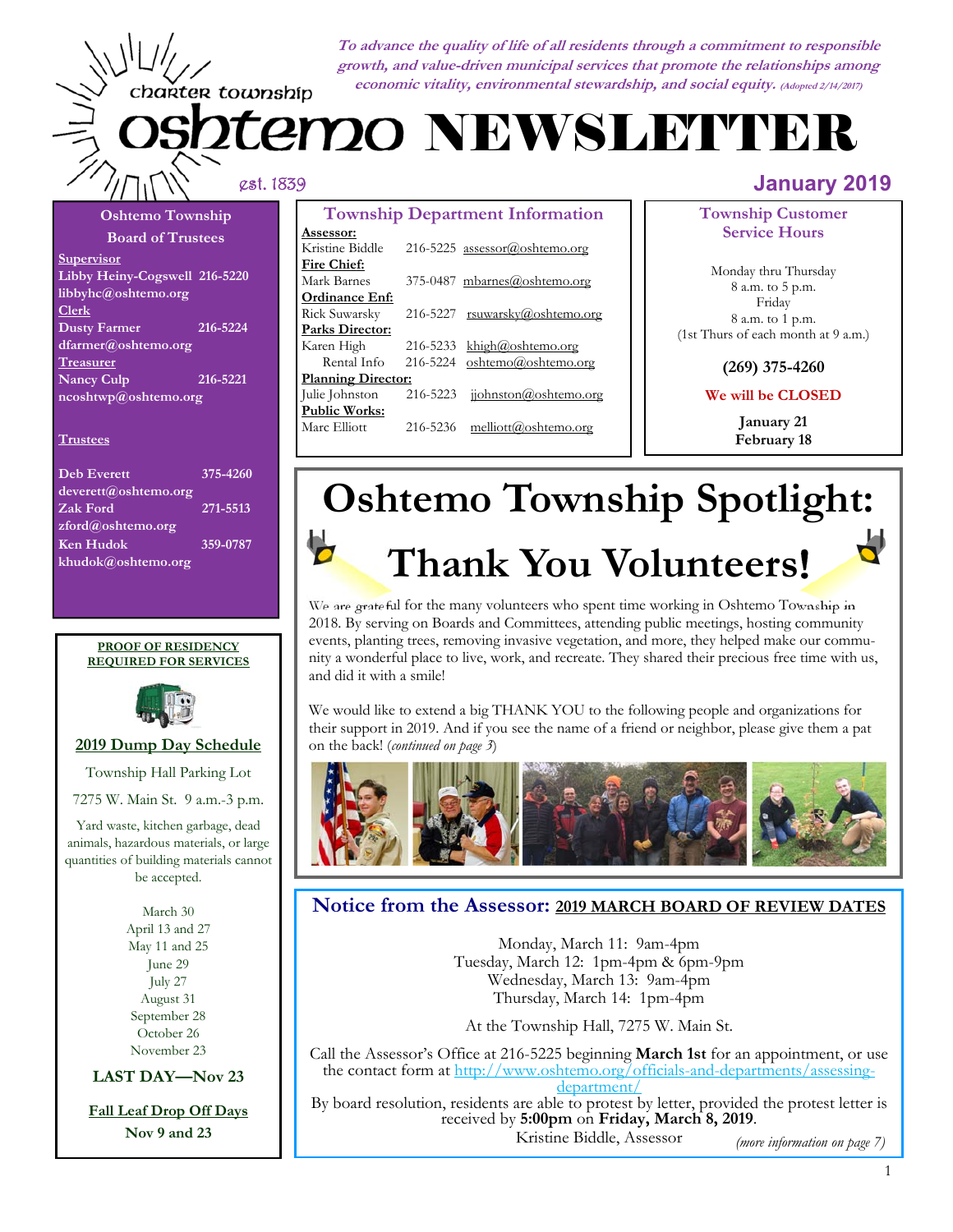*To advance the quality of life of all residents through a commitment to responsible growth, and value-driven municipal services that promote the relationships among economic vitality, environmental stewardship, and social equity. (Adopted 2/14/2017)*

# charter township oshtemo NEWSLETTER

est. 1839

**January 2019**

## Oshtemo Township Board of Trustees

**Supervisor**
Libby Heiny-Cogswell 216-5220
libbyhc@oshtemo.org

**Clerk**
Dusty Farmer 216-5224
dfarmer@oshtemo.org

**Treasurer**
Nancy Culp 216-5221
ncoshtwp@oshtemo.org

**Trustees**

Deb Everett 375-4260
deverett@oshtemo.org

Zak Ford 271-5513
zford@oshtemo.org

Ken Hudok 359-0787
khudok@oshtemo.org

## Township Department Information

| | | |
|---|---|---|
| **Assessor:** | | |
| Kristine Biddle | 216-5225 | assessor@oshtemo.org |
| **Fire Chief:** | | |
| Mark Barnes | 375-0487 | mbarnes@oshtemo.org |
| **Ordinance Enf:** | | |
| Rick Suwarsky | 216-5227 | rsuwarsky@oshtemo.org |
| **Parks Director:** | | |
| Karen High | 216-5233 | khigh@oshtemo.org |
| Rental Info | 216-5224 | oshtemo@oshtemo.org |
| **Planning Director:** | | |
| Julie Johnston | 216-5223 | jjohnston@oshtemo.org |
| **Public Works:** | | |
| Marc Elliott | 216-5236 | melliott@oshtemo.org |

## Township Customer Service Hours

Monday thru Thursday
8 a.m. to 5 p.m.
Friday
8 a.m. to 1 p.m.
(1st Thurs of each month at 9 a.m.)

**(269) 375-4260**

**We will be CLOSED**

**January 21**
**February 18**

## Oshtemo Township Spotlight: Thank You Volunteers!

We are grateful for the many volunteers who spent time working in Oshtemo Township in 2018. By serving on Boards and Committees, attending public meetings, hosting community events, planting trees, removing invasive vegetation, and more, they helped make our community a wonderful place to live, work, and recreate. They shared their precious free time with us, and did it with a smile!

We would like to extend a big THANK YOU to the following people and organizations for their support in 2019. And if you see the name of a friend or neighbor, please give them a pat on the back! (*continued on page 3*)

**PROOF OF RESIDENCY REQUIRED FOR SERVICES**

## 2019 Dump Day Schedule

Township Hall Parking Lot

7275 W. Main St. 9 a.m.-3 p.m.

Yard waste, kitchen garbage, dead animals, hazardous materials, or large quantities of building materials cannot be accepted.

March 30
April 13 and 27
May 11 and 25
June 29
July 27
August 31
September 28
October 26
November 23

**LAST DAY—Nov 23**

**Fall Leaf Drop Off Days**
**Nov 9 and 23**

## Notice from the Assessor: 2019 MARCH BOARD OF REVIEW DATES

Monday, March 11: 9am-4pm
Tuesday, March 12: 1pm-4pm & 6pm-9pm
Wednesday, March 13: 9am-4pm
Thursday, March 14: 1pm-4pm

At the Township Hall, 7275 W. Main St.

Call the Assessor's Office at 216-5225 beginning **March 1st** for an appointment, or use the contact form at http://www.oshtemo.org/officials-and-departments/assessing-department/

By board resolution, residents are able to protest by letter, provided the protest letter is received by **5:00pm** on **Friday, March 8, 2019**.

Kristine Biddle, Assessor

*(more information on page 7)*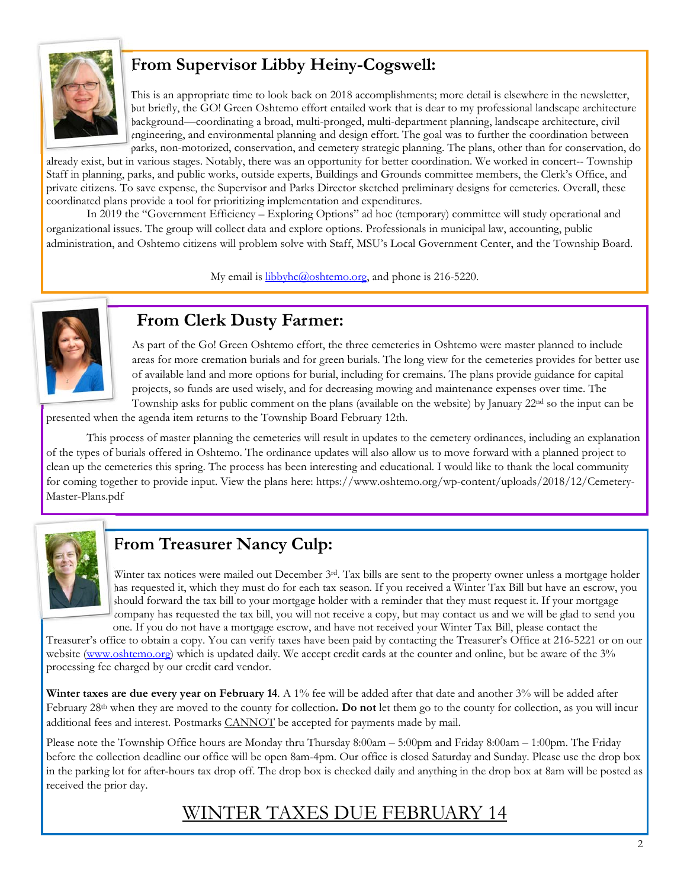## From Supervisor Libby Heiny-Cogswell:

This is an appropriate time to look back on 2018 accomplishments; more detail is elsewhere in the newsletter, but briefly, the GO! Green Oshtemo effort entailed work that is dear to my professional landscape architecture background—coordinating a broad, multi-pronged, multi-department planning, landscape architecture, civil engineering, and environmental planning and design effort. The goal was to further the coordination between parks, non-motorized, conservation, and cemetery strategic planning. The plans, other than for conservation, do already exist, but in various stages. Notably, there was an opportunity for better coordination. We worked in concert-- Township Staff in planning, parks, and public works, outside experts, Buildings and Grounds committee members, the Clerk's Office, and private citizens. To save expense, the Supervisor and Parks Director sketched preliminary designs for cemeteries. Overall, these coordinated plans provide a tool for prioritizing implementation and expenditures.

In 2019 the "Government Efficiency – Exploring Options" ad hoc (temporary) committee will study operational and organizational issues. The group will collect data and explore options. Professionals in municipal law, accounting, public administration, and Oshtemo citizens will problem solve with Staff, MSU's Local Government Center, and the Township Board.

My email is libbyhc@oshtemo.org, and phone is 216-5220.

## From Clerk Dusty Farmer:

As part of the Go! Green Oshtemo effort, the three cemeteries in Oshtemo were master planned to include areas for more cremation burials and for green burials. The long view for the cemeteries provides for better use of available land and more options for burial, including for cremains. The plans provide guidance for capital projects, so funds are used wisely, and for decreasing mowing and maintenance expenses over time. The Township asks for public comment on the plans (available on the website) by January 22nd so the input can be presented when the agenda item returns to the Township Board February 12th.

This process of master planning the cemeteries will result in updates to the cemetery ordinances, including an explanation of the types of burials offered in Oshtemo. The ordinance updates will also allow us to move forward with a planned project to clean up the cemeteries this spring. The process has been interesting and educational. I would like to thank the local community for coming together to provide input. View the plans here: https://www.oshtemo.org/wp-content/uploads/2018/12/Cemetery-Master-Plans.pdf

## From Treasurer Nancy Culp:

Winter tax notices were mailed out December 3rd. Tax bills are sent to the property owner unless a mortgage holder has requested it, which they must do for each tax season. If you received a Winter Tax Bill but have an escrow, you should forward the tax bill to your mortgage holder with a reminder that they must request it. If your mortgage company has requested the tax bill, you will not receive a copy, but may contact us and we will be glad to send you one. If you do not have a mortgage escrow, and have not received your Winter Tax Bill, please contact the Treasurer's office to obtain a copy. You can verify taxes have been paid by contacting the Treasurer's Office at 216-5221 or on our website (www.oshtemo.org) which is updated daily. We accept credit cards at the counter and online, but be aware of the 3% processing fee charged by our credit card vendor.

**Winter taxes are due every year on February 14**. A 1% fee will be added after that date and another 3% will be added after February 28th when they are moved to the county for collection**. Do not** let them go to the county for collection, as you will incur additional fees and interest. Postmarks CANNOT be accepted for payments made by mail.

Please note the Township Office hours are Monday thru Thursday 8:00am – 5:00pm and Friday 8:00am – 1:00pm. The Friday before the collection deadline our office will be open 8am-4pm. Our office is closed Saturday and Sunday. Please use the drop box in the parking lot for after-hours tax drop off. The drop box is checked daily and anything in the drop box at 8am will be posted as received the prior day.

WINTER TAXES DUE FEBRUARY 14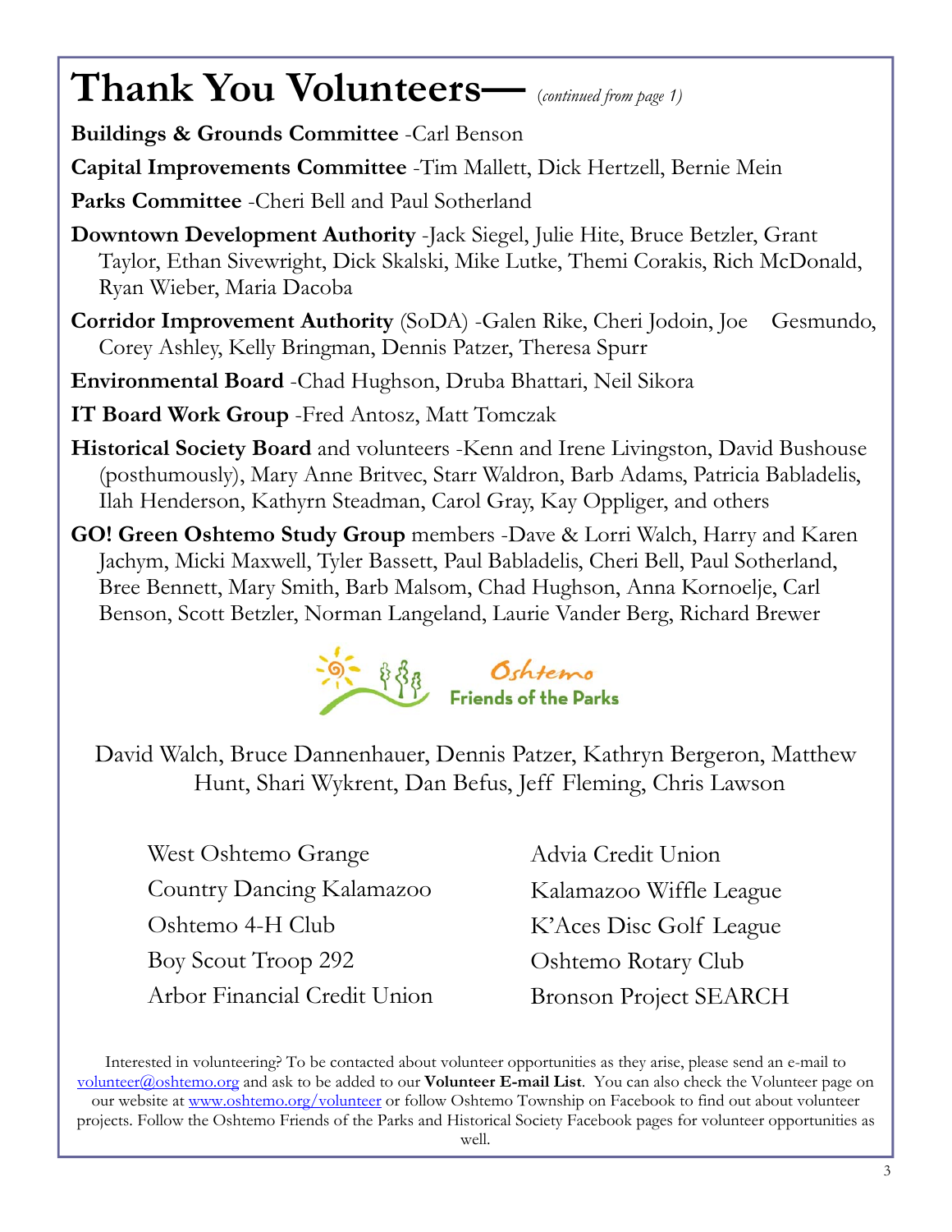# Thank You Volunteers— *(continued from page 1)*

**Buildings & Grounds Committee** -Carl Benson

**Capital Improvements Committee** -Tim Mallett, Dick Hertzell, Bernie Mein

**Parks Committee** -Cheri Bell and Paul Sotherland

**Downtown Development Authority** -Jack Siegel, Julie Hite, Bruce Betzler, Grant Taylor, Ethan Sivewright, Dick Skalski, Mike Lutke, Themi Corakis, Rich McDonald, Ryan Wieber, Maria Dacoba

**Corridor Improvement Authority** (SoDA) -Galen Rike, Cheri Jodoin, Joe Gesmundo, Corey Ashley, Kelly Bringman, Dennis Patzer, Theresa Spurr

**Environmental Board** -Chad Hughson, Druba Bhattari, Neil Sikora

**IT Board Work Group** -Fred Antosz, Matt Tomczak

**Historical Society Board** and volunteers -Kenn and Irene Livingston, David Bushouse (posthumously), Mary Anne Britvec, Starr Waldron, Barb Adams, Patricia Babladelis, Ilah Henderson, Kathyrn Steadman, Carol Gray, Kay Oppliger, and others

**GO! Green Oshtemo Study Group** members -Dave & Lorri Walch, Harry and Karen Jachym, Micki Maxwell, Tyler Bassett, Paul Babladelis, Cheri Bell, Paul Sotherland, Bree Bennett, Mary Smith, Barb Malsom, Chad Hughson, Anna Kornoelje, Carl Benson, Scott Betzler, Norman Langeland, Laurie Vander Berg, Richard Brewer

Oshtemo Friends of the Parks

David Walch, Bruce Dannenhauer, Dennis Patzer, Kathryn Bergeron, Matthew Hunt, Shari Wykrent, Dan Befus, Jeff Fleming, Chris Lawson

West Oshtemo Grange
Country Dancing Kalamazoo
Oshtemo 4-H Club
Boy Scout Troop 292
Arbor Financial Credit Union
Advia Credit Union
Kalamazoo Wiffle League
K'Aces Disc Golf League
Oshtemo Rotary Club
Bronson Project SEARCH

Interested in volunteering? To be contacted about volunteer opportunities as they arise, please send an e-mail to volunteer@oshtemo.org and ask to be added to our **Volunteer E-mail List**. You can also check the Volunteer page on our website at www.oshtemo.org/volunteer or follow Oshtemo Township on Facebook to find out about volunteer projects. Follow the Oshtemo Friends of the Parks and Historical Society Facebook pages for volunteer opportunities as well.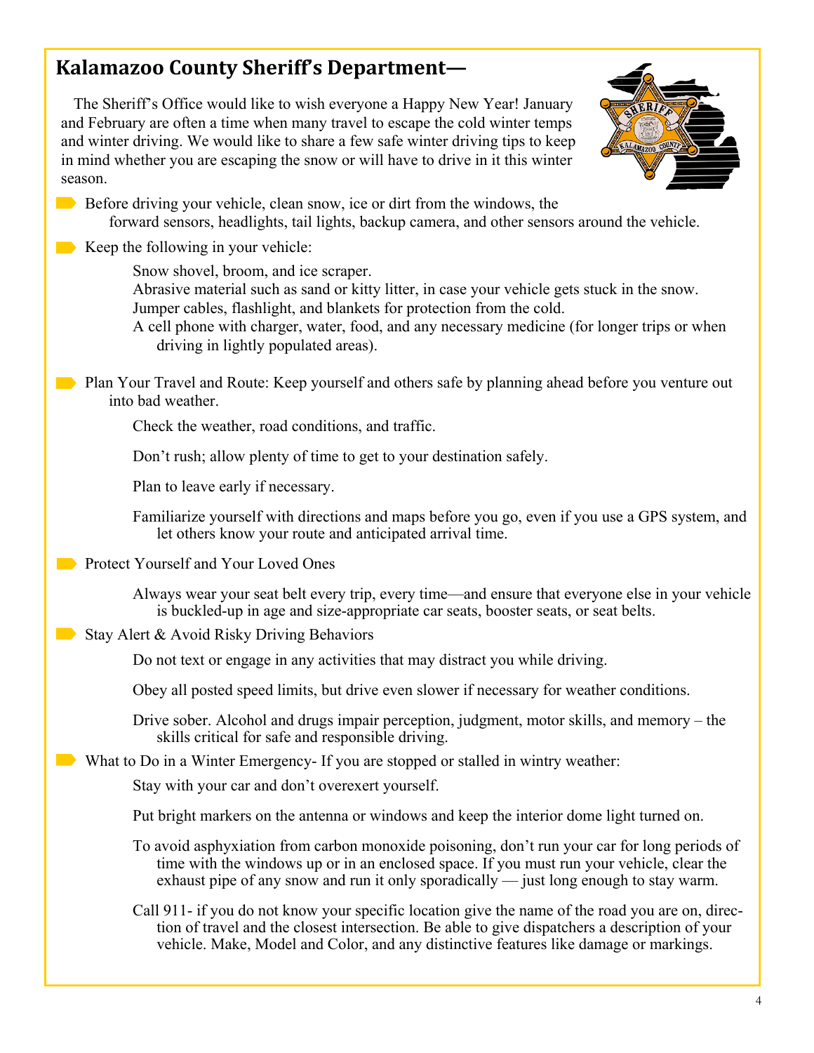## Kalamazoo County Sheriff's Department—

The Sheriff's Office would like to wish everyone a Happy New Year! January and February are often a time when many travel to escape the cold winter temps and winter driving. We would like to share a few safe winter driving tips to keep in mind whether you are escaping the snow or will have to drive in it this winter season.

- Before driving your vehicle, clean snow, ice or dirt from the windows, the forward sensors, headlights, tail lights, backup camera, and other sensors around the vehicle.
- Keep the following in your vehicle:
  - Snow shovel, broom, and ice scraper.
  - Abrasive material such as sand or kitty litter, in case your vehicle gets stuck in the snow.
  - Jumper cables, flashlight, and blankets for protection from the cold.
  - A cell phone with charger, water, food, and any necessary medicine (for longer trips or when driving in lightly populated areas).
- Plan Your Travel and Route: Keep yourself and others safe by planning ahead before you venture out into bad weather.
  - Check the weather, road conditions, and traffic.
  - Don't rush; allow plenty of time to get to your destination safely.
  - Plan to leave early if necessary.
  - Familiarize yourself with directions and maps before you go, even if you use a GPS system, and let others know your route and anticipated arrival time.
- Protect Yourself and Your Loved Ones
  - Always wear your seat belt every trip, every time—and ensure that everyone else in your vehicle is buckled-up in age and size-appropriate car seats, booster seats, or seat belts.
- Stay Alert & Avoid Risky Driving Behaviors
  - Do not text or engage in any activities that may distract you while driving.
  - Obey all posted speed limits, but drive even slower if necessary for weather conditions.
  - Drive sober. Alcohol and drugs impair perception, judgment, motor skills, and memory – the skills critical for safe and responsible driving.
- What to Do in a Winter Emergency- If you are stopped or stalled in wintry weather:
  - Stay with your car and don't overexert yourself.
  - Put bright markers on the antenna or windows and keep the interior dome light turned on.
  - To avoid asphyxiation from carbon monoxide poisoning, don't run your car for long periods of time with the windows up or in an enclosed space. If you must run your vehicle, clear the exhaust pipe of any snow and run it only sporadically — just long enough to stay warm.
  - Call 911- if you do not know your specific location give the name of the road you are on, direction of travel and the closest intersection. Be able to give dispatchers a description of your vehicle. Make, Model and Color, and any distinctive features like damage or markings.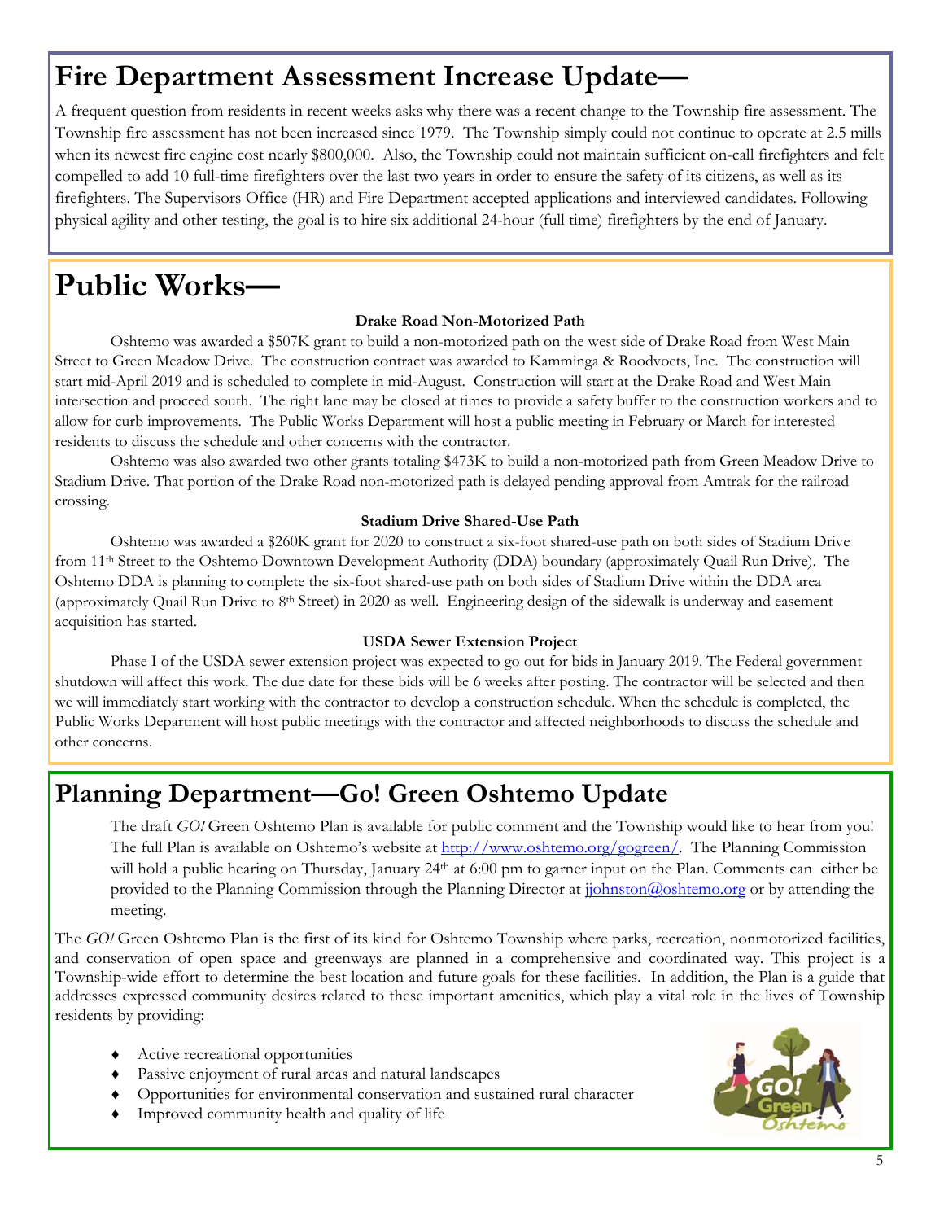# Fire Department Assessment Increase Update—

A frequent question from residents in recent weeks asks why there was a recent change to the Township fire assessment. The Township fire assessment has not been increased since 1979. The Township simply could not continue to operate at 2.5 mills when its newest fire engine cost nearly $800,000. Also, the Township could not maintain sufficient on-call firefighters and felt compelled to add 10 full-time firefighters over the last two years in order to ensure the safety of its citizens, as well as its firefighters. The Supervisors Office (HR) and Fire Department accepted applications and interviewed candidates. Following physical agility and other testing, the goal is to hire six additional 24-hour (full time) firefighters by the end of January.

# Public Works—

### Drake Road Non-Motorized Path

Oshtemo was awarded a $507K grant to build a non-motorized path on the west side of Drake Road from West Main Street to Green Meadow Drive. The construction contract was awarded to Kamminga & Roodvoets, Inc. The construction will start mid-April 2019 and is scheduled to complete in mid-August. Construction will start at the Drake Road and West Main intersection and proceed south. The right lane may be closed at times to provide a safety buffer to the construction workers and to allow for curb improvements. The Public Works Department will host a public meeting in February or March for interested residents to discuss the schedule and other concerns with the contractor.

Oshtemo was also awarded two other grants totaling $473K to build a non-motorized path from Green Meadow Drive to Stadium Drive. That portion of the Drake Road non-motorized path is delayed pending approval from Amtrak for the railroad crossing.

### Stadium Drive Shared-Use Path

Oshtemo was awarded a $260K grant for 2020 to construct a six-foot shared-use path on both sides of Stadium Drive from 11th Street to the Oshtemo Downtown Development Authority (DDA) boundary (approximately Quail Run Drive). The Oshtemo DDA is planning to complete the six-foot shared-use path on both sides of Stadium Drive within the DDA area (approximately Quail Run Drive to 8th Street) in 2020 as well. Engineering design of the sidewalk is underway and easement acquisition has started.

### USDA Sewer Extension Project

Phase I of the USDA sewer extension project was expected to go out for bids in January 2019. The Federal government shutdown will affect this work. The due date for these bids will be 6 weeks after posting. The contractor will be selected and then we will immediately start working with the contractor to develop a construction schedule. When the schedule is completed, the Public Works Department will host public meetings with the contractor and affected neighborhoods to discuss the schedule and other concerns.

## Planning Department—Go! Green Oshtemo Update

The draft *GO!* Green Oshtemo Plan is available for public comment and the Township would like to hear from you! The full Plan is available on Oshtemo's website at http://www.oshtemo.org/gogreen/. The Planning Commission will hold a public hearing on Thursday, January 24th at 6:00 pm to garner input on the Plan. Comments can either be provided to the Planning Commission through the Planning Director at jjohnston@oshtemo.org or by attending the meeting.

The *GO!* Green Oshtemo Plan is the first of its kind for Oshtemo Township where parks, recreation, nonmotorized facilities, and conservation of open space and greenways are planned in a comprehensive and coordinated way. This project is a Township-wide effort to determine the best location and future goals for these facilities. In addition, the Plan is a guide that addresses expressed community desires related to these important amenities, which play a vital role in the lives of Township residents by providing:

- Active recreational opportunities
- Passive enjoyment of rural areas and natural landscapes
- Opportunities for environmental conservation and sustained rural character
- Improved community health and quality of life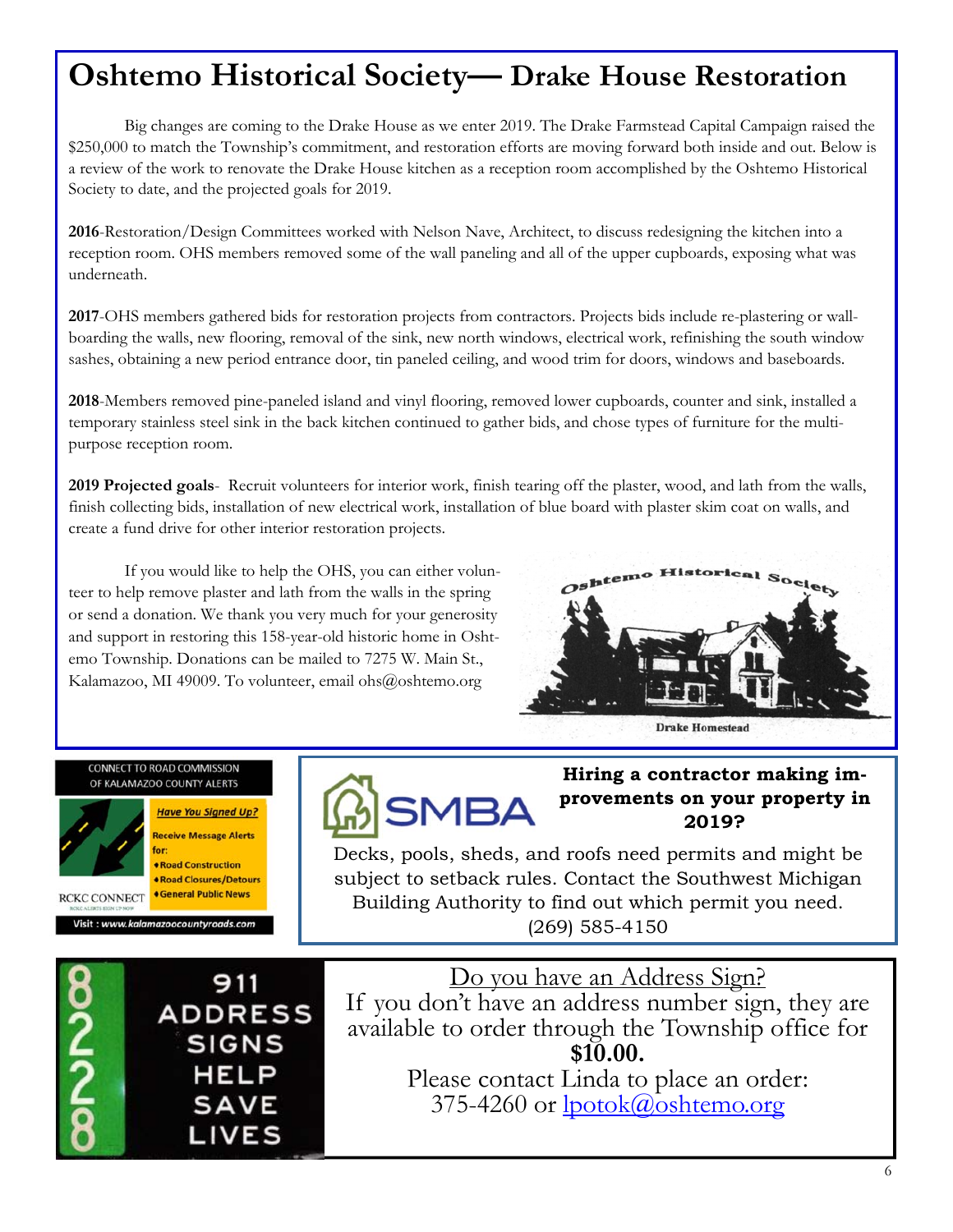# Oshtemo Historical Society— Drake House Restoration

Big changes are coming to the Drake House as we enter 2019. The Drake Farmstead Capital Campaign raised the $250,000 to match the Township's commitment, and restoration efforts are moving forward both inside and out. Below is a review of the work to renovate the Drake House kitchen as a reception room accomplished by the Oshtemo Historical Society to date, and the projected goals for 2019.

**2016**-Restoration/Design Committees worked with Nelson Nave, Architect, to discuss redesigning the kitchen into a reception room. OHS members removed some of the wall paneling and all of the upper cupboards, exposing what was underneath.

**2017**-OHS members gathered bids for restoration projects from contractors. Projects bids include re-plastering or wall-boarding the walls, new flooring, removal of the sink, new north windows, electrical work, refinishing the south window sashes, obtaining a new period entrance door, tin paneled ceiling, and wood trim for doors, windows and baseboards.

**2018**-Members removed pine-paneled island and vinyl flooring, removed lower cupboards, counter and sink, installed a temporary stainless steel sink in the back kitchen continued to gather bids, and chose types of furniture for the multi-purpose reception room.

**2019 Projected goals**- Recruit volunteers for interior work, finish tearing off the plaster, wood, and lath from the walls, finish collecting bids, installation of new electrical work, installation of blue board with plaster skim coat on walls, and create a fund drive for other interior restoration projects.

If you would like to help the OHS, you can either volunteer to help remove plaster and lath from the walls in the spring or send a donation. We thank you very much for your generosity and support in restoring this 158-year-old historic home in Oshtemo Township. Donations can be mailed to 7275 W. Main St., Kalamazoo, MI 49009. To volunteer, email ohs@oshtemo.org

Oshtemo Historical Society

Drake Homestead

CONNECT TO ROAD COMMISSION OF KALAMAZOO COUNTY ALERTS

RCKC CONNECT

***Have You Signed Up?***

Receive Message Alerts for:

- Road Construction
- Road Closures/Detours
- General Public News

Visit : www.kalamazoocountyroads.com

SMBA

**Hiring a contractor making improvements on your property in 2019?**

Decks, pools, sheds, and roofs need permits and might be subject to setback rules. Contact the Southwest Michigan Building Authority to find out which permit you need. (269) 585-4150

8228

911 ADDRESS SIGNS HELP SAVE LIVES

Do you have an Address Sign?

If you don't have an address number sign, they are available to order through the Township office for **$10.00.**

Please contact Linda to place an order: 375-4260 or lpotok@oshtemo.org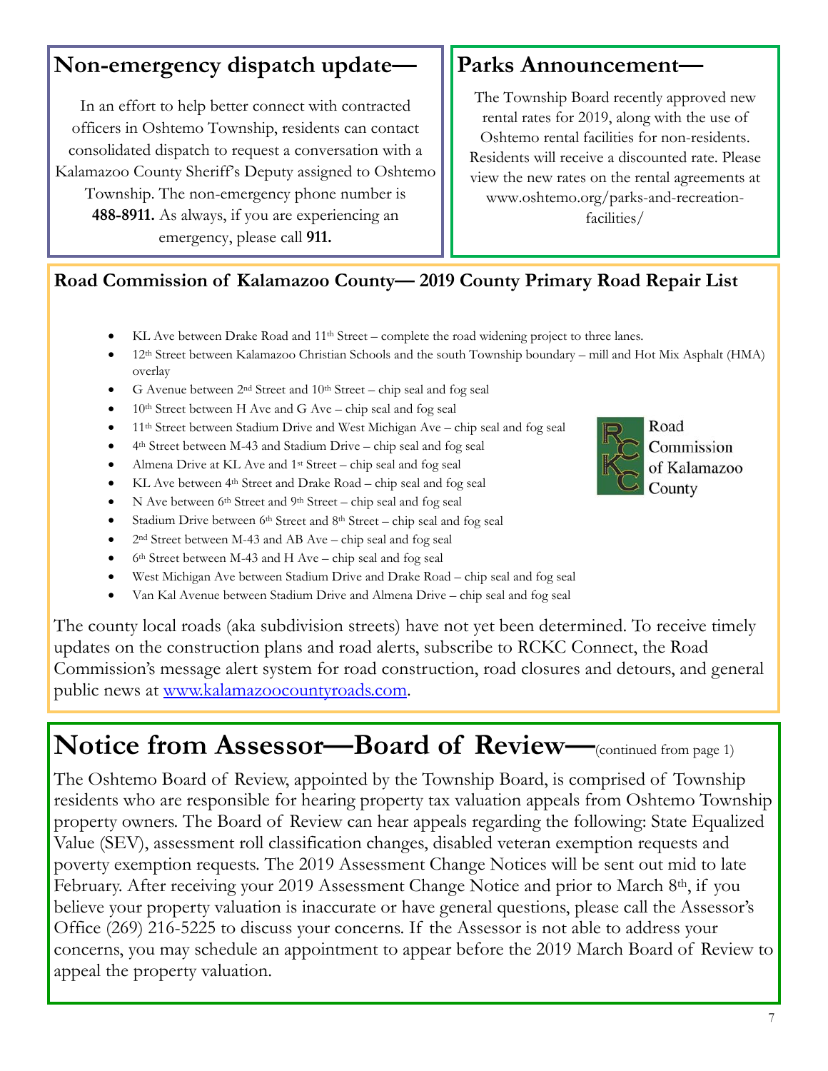## Non-emergency dispatch update—

In an effort to help better connect with contracted officers in Oshtemo Township, residents can contact consolidated dispatch to request a conversation with a Kalamazoo County Sheriff's Deputy assigned to Oshtemo Township. The non-emergency phone number is **488-8911.** As always, if you are experiencing an emergency, please call **911.**

## Parks Announcement—

The Township Board recently approved new rental rates for 2019, along with the use of Oshtemo rental facilities for non-residents. Residents will receive a discounted rate. Please view the new rates on the rental agreements at www.oshtemo.org/parks-and-recreation-facilities/

### Road Commission of Kalamazoo County— 2019 County Primary Road Repair List

- KL Ave between Drake Road and 11th Street – complete the road widening project to three lanes.
- 12th Street between Kalamazoo Christian Schools and the south Township boundary – mill and Hot Mix Asphalt (HMA) overlay
- G Avenue between 2nd Street and 10th Street – chip seal and fog seal
- 10th Street between H Ave and G Ave – chip seal and fog seal
- 11th Street between Stadium Drive and West Michigan Ave – chip seal and fog seal
- 4th Street between M-43 and Stadium Drive – chip seal and fog seal
- Almena Drive at KL Ave and 1st Street – chip seal and fog seal
- KL Ave between 4th Street and Drake Road – chip seal and fog seal
- N Ave between 6th Street and 9th Street – chip seal and fog seal
- Stadium Drive between 6th Street and 8th Street – chip seal and fog seal
- 2nd Street between M-43 and AB Ave – chip seal and fog seal
- 6th Street between M-43 and H Ave – chip seal and fog seal
- West Michigan Ave between Stadium Drive and Drake Road – chip seal and fog seal
- Van Kal Avenue between Stadium Drive and Almena Drive – chip seal and fog seal

Road Commission of Kalamazoo County

The county local roads (aka subdivision streets) have not yet been determined. To receive timely updates on the construction plans and road alerts, subscribe to RCKC Connect, the Road Commission's message alert system for road construction, road closures and detours, and general public news at www.kalamazoocountyroads.com.

# Notice from Assessor—Board of Review—(continued from page 1)

The Oshtemo Board of Review, appointed by the Township Board, is comprised of Township residents who are responsible for hearing property tax valuation appeals from Oshtemo Township property owners. The Board of Review can hear appeals regarding the following: State Equalized Value (SEV), assessment roll classification changes, disabled veteran exemption requests and poverty exemption requests. The 2019 Assessment Change Notices will be sent out mid to late February. After receiving your 2019 Assessment Change Notice and prior to March 8th, if you believe your property valuation is inaccurate or have general questions, please call the Assessor's Office (269) 216-5225 to discuss your concerns. If the Assessor is not able to address your concerns, you may schedule an appointment to appear before the 2019 March Board of Review to appeal the property valuation.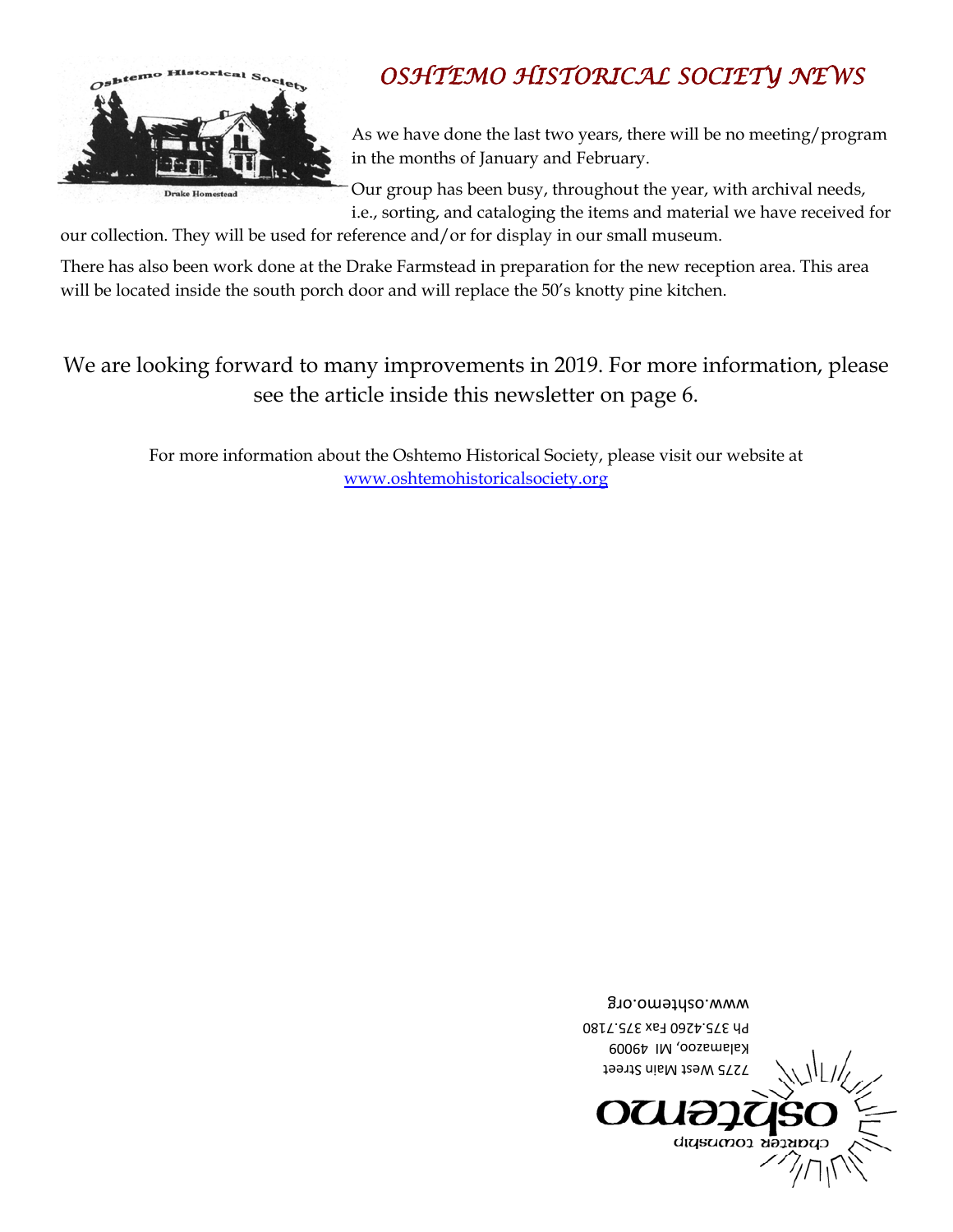# OSHTEMO HISTORICAL SOCIETY NEWS

As we have done the last two years, there will be no meeting/program in the months of January and February.

Our group has been busy, throughout the year, with archival needs, i.e., sorting, and cataloging the items and material we have received for our collection. They will be used for reference and/or for display in our small museum.

There has also been work done at the Drake Farmstead in preparation for the new reception area. This area will be located inside the south porch door and will replace the 50's knotty pine kitchen.

We are looking forward to many improvements in 2019. For more information, please see the article inside this newsletter on page 6.

For more information about the Oshtemo Historical Society, please visit our website at www.oshtemohistoricalsociety.org

oshtemo charter township
7275 West Main Street
Kalamazoo, MI 49009
Ph 375.4260 Fax 375.7180
www.oshtemo.org